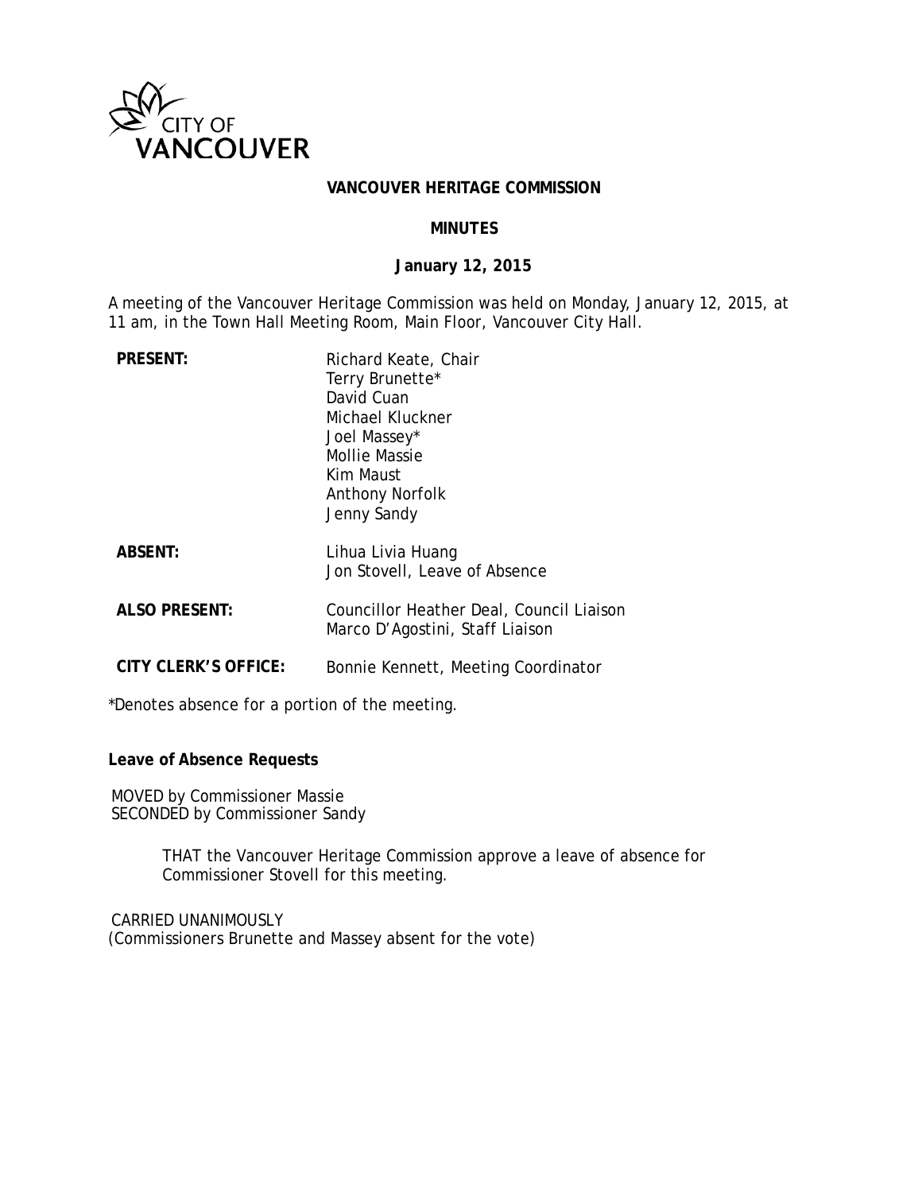CITY OF VANCOUVER

**VANCOUVER HERITAGE COMMISSION**

**MINUTES**

**January 12, 2015**

A meeting of the Vancouver Heritage Commission was held on Monday, January 12, 2015, at 11 am, in the Town Hall Meeting Room, Main Floor, Vancouver City Hall.

| | |
|---|---|
| **PRESENT:** | Richard Keate, Chair<br>Terry Brunette*<br>David Cuan<br>Michael Kluckner<br>Joel Massey*<br>Mollie Massie<br>Kim Maust<br>Anthony Norfolk<br>Jenny Sandy |
| **ABSENT:** | Lihua Livia Huang<br>Jon Stovell, Leave of Absence |
| **ALSO PRESENT:** | Councillor Heather Deal, Council Liaison<br>Marco D'Agostini, Staff Liaison |
| **CITY CLERK'S OFFICE:** | Bonnie Kennett, Meeting Coordinator |

*Denotes absence for a portion of the meeting.

**Leave of Absence Requests**

MOVED by Commissioner Massie
SECONDED by Commissioner Sandy

> THAT the Vancouver Heritage Commission approve a leave of absence for Commissioner Stovell for this meeting.

CARRIED UNANIMOUSLY
(Commissioners Brunette and Massey absent for the vote)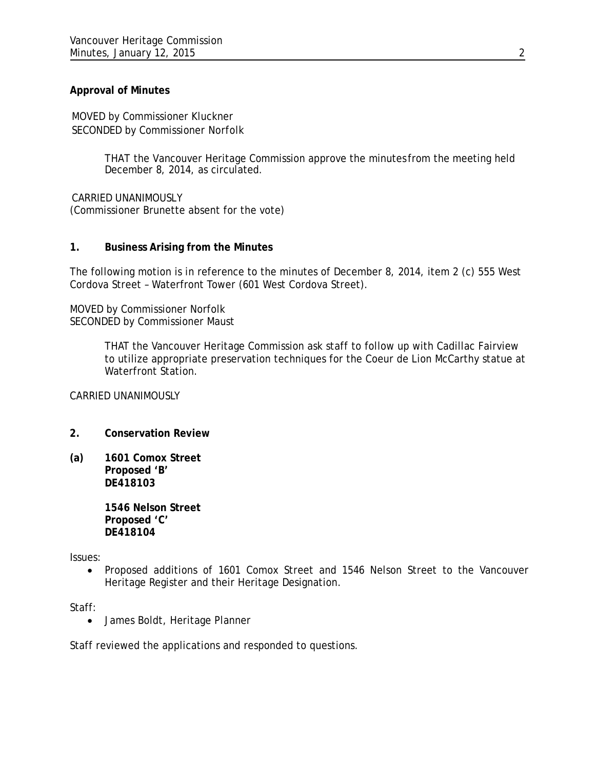**Approval of Minutes**

MOVED by Commissioner Kluckner
SECONDED by Commissioner Norfolk

> THAT the Vancouver Heritage Commission approve the minutes from the meeting held December 8, 2014, as circulated.

CARRIED UNANIMOUSLY
(Commissioner Brunette absent for the vote)

**1. Business Arising from the Minutes**

The following motion is in reference to the minutes of December 8, 2014, item 2 (c) 555 West Cordova Street – Waterfront Tower (601 West Cordova Street).

MOVED by Commissioner Norfolk
SECONDED by Commissioner Maust

> THAT the Vancouver Heritage Commission ask staff to follow up with Cadillac Fairview to utilize appropriate preservation techniques for the Coeur de Lion McCarthy statue at Waterfront Station.

CARRIED UNANIMOUSLY

**2. Conservation Review**

**(a) 1601 Comox Street**
**Proposed 'B'**
**DE418103**

**1546 Nelson Street**
**Proposed 'C'**
**DE418104**

Issues:

- Proposed additions of 1601 Comox Street and 1546 Nelson Street to the Vancouver Heritage Register and their Heritage Designation.

Staff:

- James Boldt, Heritage Planner

Staff reviewed the applications and responded to questions.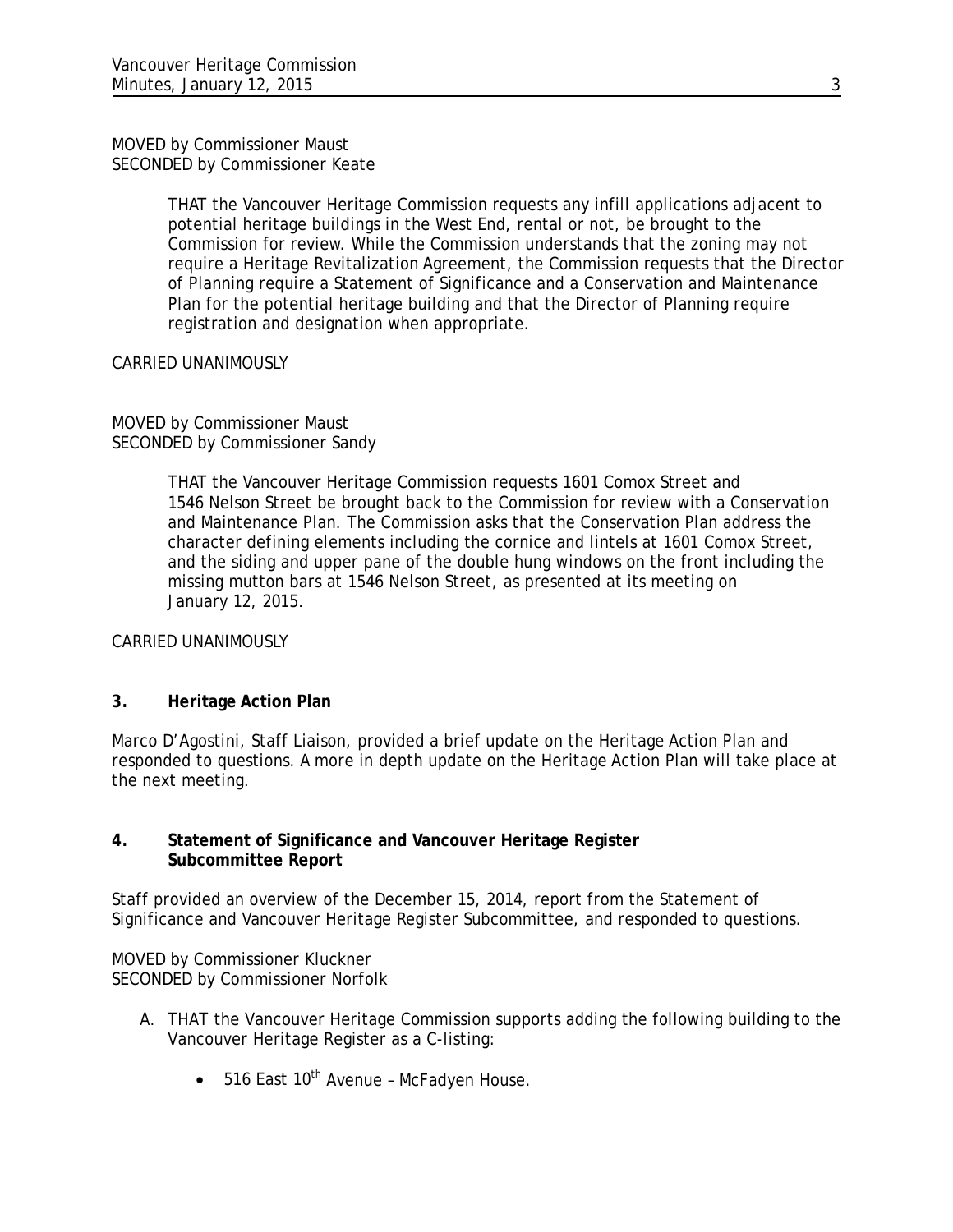MOVED by Commissioner Maust
SECONDED by Commissioner Keate

> THAT the Vancouver Heritage Commission requests any infill applications adjacent to potential heritage buildings in the West End, rental or not, be brought to the Commission for review. While the Commission understands that the zoning may not require a Heritage Revitalization Agreement, the Commission requests that the Director of Planning require a Statement of Significance and a Conservation and Maintenance Plan for the potential heritage building and that the Director of Planning require registration and designation when appropriate.

CARRIED UNANIMOUSLY

MOVED by Commissioner Maust
SECONDED by Commissioner Sandy

> THAT the Vancouver Heritage Commission requests 1601 Comox Street and 1546 Nelson Street be brought back to the Commission for review with a Conservation and Maintenance Plan. The Commission asks that the Conservation Plan address the character defining elements including the cornice and lintels at 1601 Comox Street, and the siding and upper pane of the double hung windows on the front including the missing mutton bars at 1546 Nelson Street, as presented at its meeting on January 12, 2015.

CARRIED UNANIMOUSLY

## 3. Heritage Action Plan

Marco D'Agostini, Staff Liaison, provided a brief update on the Heritage Action Plan and responded to questions. A more in depth update on the Heritage Action Plan will take place at the next meeting.

## 4. Statement of Significance and Vancouver Heritage Register Subcommittee Report

Staff provided an overview of the December 15, 2014, report from the Statement of Significance and Vancouver Heritage Register Subcommittee, and responded to questions.

MOVED by Commissioner Kluckner
SECONDED by Commissioner Norfolk

A. THAT the Vancouver Heritage Commission supports adding the following building to the Vancouver Heritage Register as a C-listing:

- 516 East 10th Avenue – McFadyen House.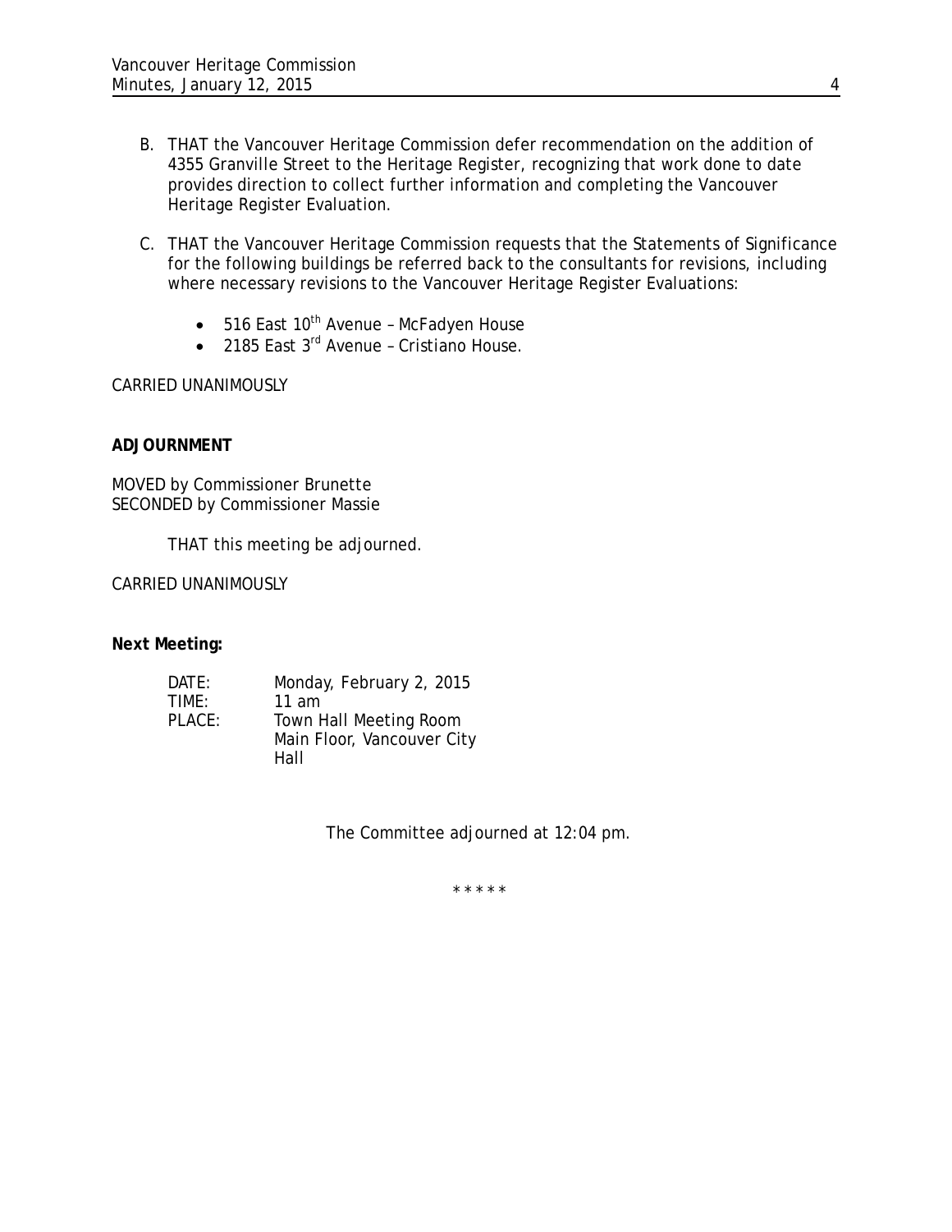B. THAT the Vancouver Heritage Commission defer recommendation on the addition of 4355 Granville Street to the Heritage Register, recognizing that work done to date provides direction to collect further information and completing the Vancouver Heritage Register Evaluation.

C. THAT the Vancouver Heritage Commission requests that the Statements of Significance for the following buildings be referred back to the consultants for revisions, including where necessary revisions to the Vancouver Heritage Register Evaluations:

- 516 East 10th Avenue – McFadyen House
- 2185 East 3rd Avenue – Cristiano House.

CARRIED UNANIMOUSLY

**ADJOURNMENT**

MOVED by Commissioner Brunette
SECONDED by Commissioner Massie

THAT this meeting be adjourned.

CARRIED UNANIMOUSLY

**Next Meeting:**

| | |
|---|---|
| DATE: | Monday, February 2, 2015 |
| TIME: | 11 am |
| PLACE: | Town Hall Meeting Room Main Floor, Vancouver City Hall |

The Committee adjourned at 12:04 pm.

\* \* \* \* \*